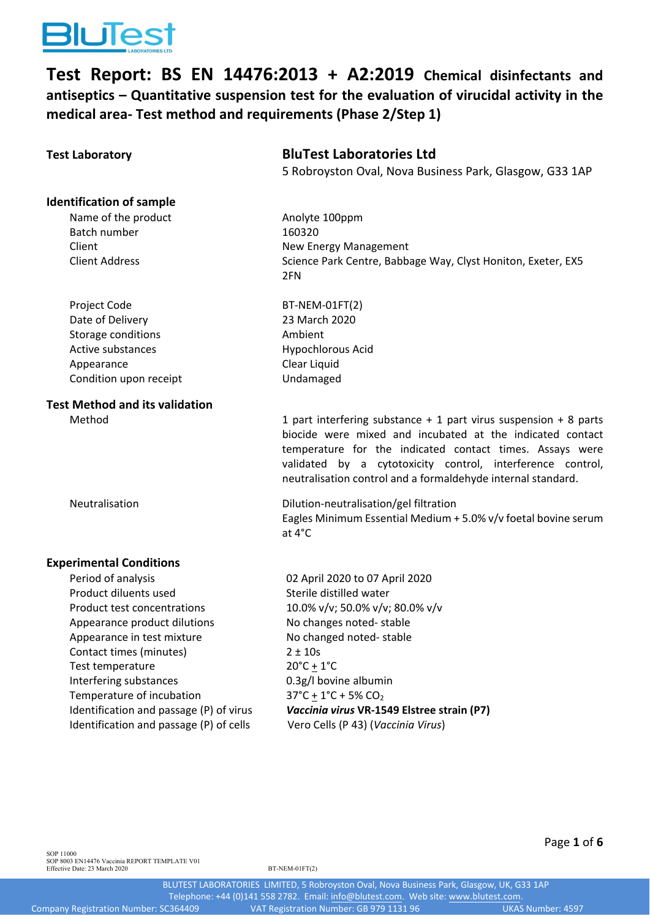# Test Report: BS EN 14476:2013 + A2:2019 Chemical disinfectants and antiseptics – Quantitative suspension test for the evaluation of virucidal activity in the medical area- Test method and requirements (Phase 2/Step 1)

| | |
|---|---|
| **Test Laboratory** | **BluTest Laboratories Ltd** |
| | 5 Robroyston Oval, Nova Business Park, Glasgow, G33 1AP |

**Identification of sample**

| | |
|---|---|
| Name of the product | Anolyte 100ppm |
| Batch number | 160320 |
| Client | New Energy Management |
| Client Address | Science Park Centre, Babbage Way, Clyst Honiton, Exeter, EX5 2FN |
| Project Code | BT-NEM-01FT(2) |
| Date of Delivery | 23 March 2020 |
| Storage conditions | Ambient |
| Active substances | Hypochlorous Acid |
| Appearance | Clear Liquid |
| Condition upon receipt | Undamaged |

**Test Method and its validation**

| | |
|---|---|
| Method | 1 part interfering substance + 1 part virus suspension + 8 parts biocide were mixed and incubated at the indicated contact temperature for the indicated contact times. Assays were validated by a cytotoxicity control, interference control, neutralisation control and a formaldehyde internal standard. |
| Neutralisation | Dilution-neutralisation/gel filtration<br>Eagles Minimum Essential Medium + 5.0% v/v foetal bovine serum at 4°C |

**Experimental Conditions**

| | |
|---|---|
| Period of analysis | 02 April 2020 to 07 April 2020 |
| Product diluents used | Sterile distilled water |
| Product test concentrations | 10.0% v/v; 50.0% v/v; 80.0% v/v |
| Appearance product dilutions | No changes noted- stable |
| Appearance in test mixture | No changed noted- stable |
| Contact times (minutes) | 2 ± 10s |
| Test temperature | 20°C ± 1°C |
| Interfering substances | 0.3g/l bovine albumin |
| Temperature of incubation | 37°C ± 1°C + 5% $CO_2$ |
| Identification and passage (P) of virus | ***Vaccinia virus* VR-1549 Elstree strain (P7)** |
| Identification and passage (P) of cells | Vero Cells (P 43) (*Vaccinia Virus*) |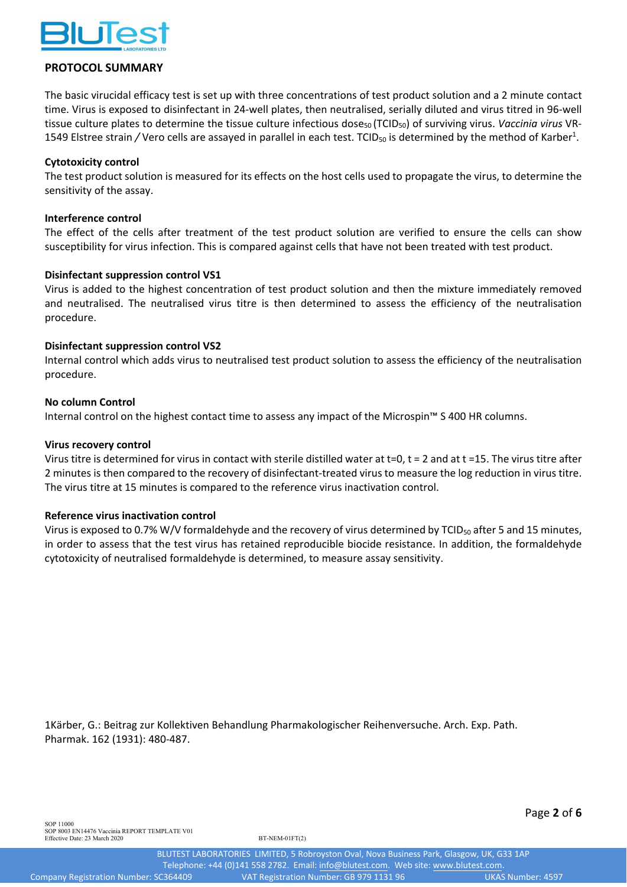## PROTOCOL SUMMARY

The basic virucidal efficacy test is set up with three concentrations of test product solution and a 2 minute contact time. Virus is exposed to disinfectant in 24-well plates, then neutralised, serially diluted and virus titred in 96-well tissue culture plates to determine the tissue culture infectious dose$_{50}$ ($TCID_{50}$) of surviving virus. *Vaccinia virus* VR-1549 Elstree strain / Vero cells are assayed in parallel in each test. $TCID_{50}$ is determined by the method of Karber[1].

### Cytotoxicity control

The test product solution is measured for its effects on the host cells used to propagate the virus, to determine the sensitivity of the assay.

### Interference control

The effect of the cells after treatment of the test product solution are verified to ensure the cells can show susceptibility for virus infection. This is compared against cells that have not been treated with test product.

### Disinfectant suppression control VS1

Virus is added to the highest concentration of test product solution and then the mixture immediately removed and neutralised. The neutralised virus titre is then determined to assess the efficiency of the neutralisation procedure.

### Disinfectant suppression control VS2

Internal control which adds virus to neutralised test product solution to assess the efficiency of the neutralisation procedure.

### No column Control

Internal control on the highest contact time to assess any impact of the Microspin™ S 400 HR columns.

### Virus recovery control

Virus titre is determined for virus in contact with sterile distilled water at t=0, t = 2 and at t =15. The virus titre after 2 minutes is then compared to the recovery of disinfectant-treated virus to measure the log reduction in virus titre. The virus titre at 15 minutes is compared to the reference virus inactivation control.

### Reference virus inactivation control

Virus is exposed to 0.7% W/V formaldehyde and the recovery of virus determined by $TCID_{50}$ after 5 and 15 minutes, in order to assess that the test virus has retained reproducible biocide resistance. In addition, the formaldehyde cytotoxicity of neutralised formaldehyde is determined, to measure assay sensitivity.

1Kärber, G.: Beitrag zur Kollektiven Behandlung Pharmakologischer Reihenversuche. Arch. Exp. Path. Pharmak. 162 (1931): 480-487.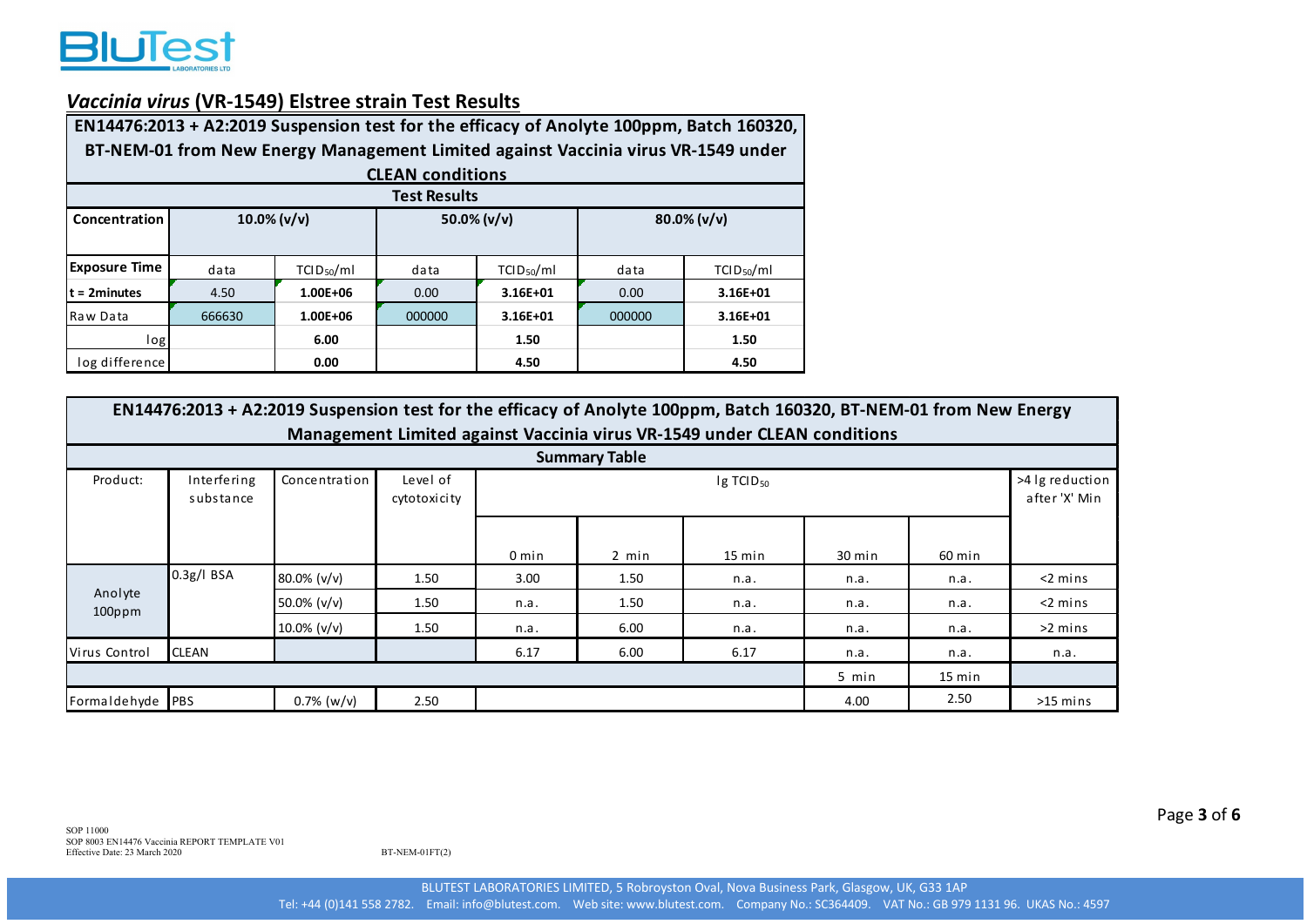## *Vaccinia virus* (VR-1549) Elstree strain Test Results

| EN14476:2013 + A2:2019 Suspension test for the efficacy of Anolyte 100ppm, Batch 160320, BT-NEM-01 from New Energy Management Limited against Vaccinia virus VR-1549 under CLEAN conditions | | | | | | |
|---|---|---|---|---|---|---|
| **Test Results** | | | | | | |
| **Concentration** | **10.0% (v/v)** | | **50.0% (v/v)** | | **80.0% (v/v)** | |
| **Exposure Time** | data | $TCID_{50}$/ml | data | $TCID_{50}$/ml | data | $TCID_{50}$/ml |
| **t = 2minutes** | 4.50 | **1.00E+06** | 0.00 | **3.16E+01** | 0.00 | **3.16E+01** |
| Raw Data | 666630 | **1.00E+06** | 000000 | **3.16E+01** | 000000 | **3.16E+01** |
| log | | **6.00** | | **1.50** | | **1.50** |
| log difference | | **0.00** | | **4.50** | | **4.50** |

| EN14476:2013 + A2:2019 Suspension test for the efficacy of Anolyte 100ppm, Batch 160320, BT-NEM-01 from New Energy Management Limited against Vaccinia virus VR-1549 under CLEAN conditions | | | | | | | | | |
|---|---|---|---|---|---|---|---|---|---|
| **Summary Table** | | | | | | | | | |
| Product: | Interfering substance | Concentration | Level of cytotoxicity | lg $TCID_{50}$ | | | | | >4 lg reduction after 'X' Min |
| | | | | 0 min | 2 min | 15 min | 30 min | 60 min | |
| Anolyte 100ppm | 0.3g/l BSA | 80.0% (v/v) | 1.50 | 3.00 | 1.50 | n.a. | n.a. | n.a. | <2 mins |
| | | 50.0% (v/v) | 1.50 | n.a. | 1.50 | n.a. | n.a. | n.a. | <2 mins |
| | | 10.0% (v/v) | 1.50 | n.a. | 6.00 | n.a. | n.a. | n.a. | >2 mins |
| Virus Control | CLEAN | | | 6.17 | 6.00 | 6.17 | n.a. | n.a. | n.a. |
| | | | | | | | 5 min | 15 min | |
| Formaldehyde | PBS | 0.7% (w/v) | 2.50 | | | | 4.00 | 2.50 | >15 mins |

SOP 11000
SOP 8003 EN14476 Vaccinia REPORT TEMPLATE V01
Effective Date: 23 March 2020

BT-NEM-01FT(2)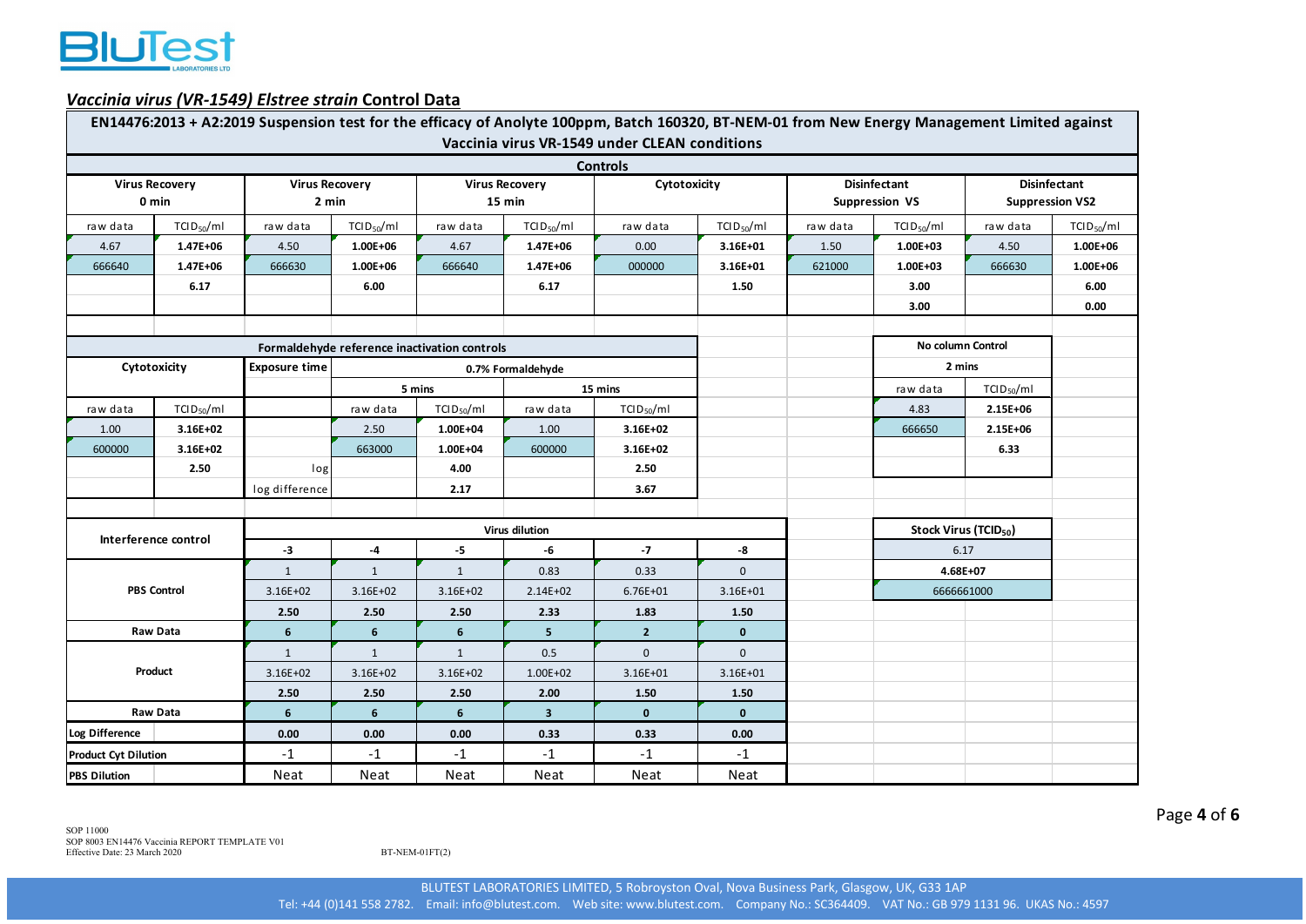## *Vaccinia virus (VR-1549) Elstree strain* Control Data

**EN14476:2013 + A2:2019 Suspension test for the efficacy of Anolyte 100ppm, Batch 160320, BT-NEM-01 from New Energy Management Limited against Vaccinia virus VR-1549 under CLEAN conditions**

**Controls**

| Virus Recovery 0 min | | Virus Recovery 2 min | | Virus Recovery 15 min | | Cytotoxicity | | Disinfectant Suppression VS | | Disinfectant Suppression VS2 | |
|---|---|---|---|---|---|---|---|---|---|---|---|
| raw data | $TCID_{50}$/ml | raw data | $TCID_{50}$/ml | raw data | $TCID_{50}$/ml | raw data | $TCID_{50}$/ml | raw data | $TCID_{50}$/ml | raw data | $TCID_{50}$/ml |
| 4.67 | **1.47E+06** | 4.50 | **1.00E+06** | 4.67 | **1.47E+06** | 0.00 | **3.16E+01** | 1.50 | **1.00E+03** | 4.50 | **1.00E+06** |
| 666640 | **1.47E+06** | 666630 | **1.00E+06** | 666640 | **1.47E+06** | 000000 | **3.16E+01** | 621000 | **1.00E+03** | 666630 | **1.00E+06** |
| | **6.17** | | **6.00** | | **6.17** | | **1.50** | | **3.00** | | **6.00** |
| | | | | | | | | | **3.00** | | **0.00** |

**Formaldehyde reference inactivation controls**

| Cytotoxicity | | Exposure time | 0.7% Formaldehyde | | | |
|---|---|---|---|---|---|---|
| | | | 5 mins | | 15 mins | |
| raw data | $TCID_{50}$/ml | | raw data | $TCID_{50}$/ml | raw data | $TCID_{50}$/ml |
| 1.00 | **3.16E+02** | | 2.50 | **1.00E+04** | 1.00 | **3.16E+02** |
| 600000 | **3.16E+02** | | 663000 | **1.00E+04** | 600000 | **3.16E+02** |
| | **2.50** | log | | **4.00** | | **2.50** |
| | | log difference | | **2.17** | | **3.67** |

**No column Control**

| 2 mins | |
|---|---|
| raw data | $TCID_{50}$/ml |
| 4.83 | **2.15E+06** |
| 666650 | **2.15E+06** |
| | **6.33** |

**Stock Virus ($TCID_{50}$)**

| 6.17 |
|---|
| **4.68E+07** |
| 6666661000 |

**Interference control**

| Interference control | Virus dilution | | | | | |
|---|---|---|---|---|---|---|
| | **-3** | **-4** | **-5** | **-6** | **-7** | **-8** |
| **PBS Control** | 1 | 1 | 1 | 0.83 | 0.33 | 0 |
| | 3.16E+02 | 3.16E+02 | 3.16E+02 | 2.14E+02 | 6.76E+01 | 3.16E+01 |
| | **2.50** | **2.50** | **2.50** | **2.33** | **1.83** | **1.50** |
| **Raw Data** | **6** | **6** | **6** | **5** | **2** | **0** |
| **Product** | 1 | 1 | 1 | 0.5 | 0 | 0 |
| | 3.16E+02 | 3.16E+02 | 3.16E+02 | 1.00E+02 | 3.16E+01 | 3.16E+01 |
| | **2.50** | **2.50** | **2.50** | **2.00** | **1.50** | **1.50** |
| **Raw Data** | **6** | **6** | **6** | **3** | **0** | **0** |
| **Log Difference** | **0.00** | **0.00** | **0.00** | **0.33** | **0.33** | **0.00** |
| **Product Cyt Dilution** | -1 | -1 | -1 | -1 | -1 | -1 |
| **PBS Dilution** | Neat | Neat | Neat | Neat | Neat | Neat |

SOP 11000
SOP 8003 EN14476 Vaccinia REPORT TEMPLATE V01
Effective Date: 23 March 2020

BT-NEM-01FT(2)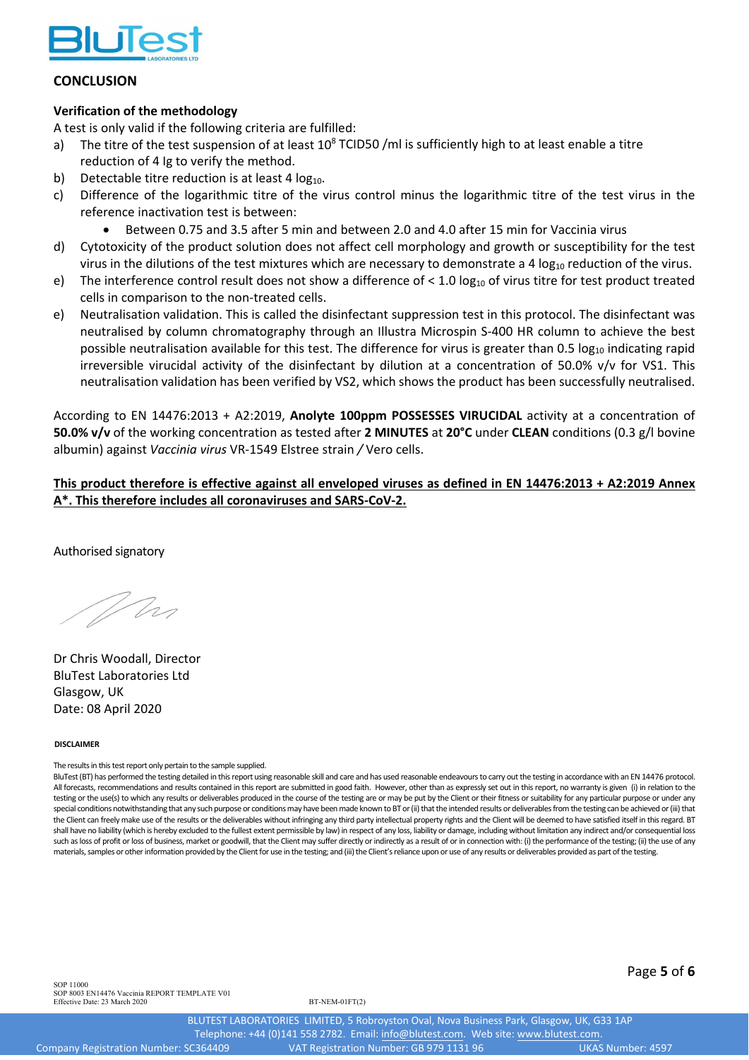## CONCLUSION

### Verification of the methodology

A test is only valid if the following criteria are fulfilled:

a) The titre of the test suspension of at least $10^8$ TCID50 /ml is sufficiently high to at least enable a titre reduction of 4 lg to verify the method.

b) Detectable titre reduction is at least 4 $log_{10}$.

c) Difference of the logarithmic titre of the virus control minus the logarithmic titre of the test virus in the reference inactivation test is between:
   - Between 0.75 and 3.5 after 5 min and between 2.0 and 4.0 after 15 min for Vaccinia virus

d) Cytotoxicity of the product solution does not affect cell morphology and growth or susceptibility for the test virus in the dilutions of the test mixtures which are necessary to demonstrate a 4 $log_{10}$ reduction of the virus.

e) The interference control result does not show a difference of < 1.0 $log_{10}$ of virus titre for test product treated cells in comparison to the non-treated cells.

e) Neutralisation validation. This is called the disinfectant suppression test in this protocol. The disinfectant was neutralised by column chromatography through an Illustra Microspin S-400 HR column to achieve the best possible neutralisation available for this test. The difference for virus is greater than 0.5 $log_{10}$ indicating rapid irreversible virucidal activity of the disinfectant by dilution at a concentration of 50.0% v/v for VS1. This neutralisation validation has been verified by VS2, which shows the product has been successfully neutralised.

According to EN 14476:2013 + A2:2019, **Anolyte 100ppm POSSESSES VIRUCIDAL** activity at a concentration of **50.0% v/v** of the working concentration as tested after **2 MINUTES** at **20°C** under **CLEAN** conditions (0.3 g/l bovine albumin) against *Vaccinia virus* VR-1549 Elstree strain / Vero cells.

**This product therefore is effective against all enveloped viruses as defined in EN 14476:2013 + A2:2019 Annex A*. This therefore includes all coronaviruses and SARS-CoV-2.**

Authorised signatory

Dr Chris Woodall, Director
BluTest Laboratories Ltd
Glasgow, UK
Date: 08 April 2020

###### DISCLAIMER

The results in this test report only pertain to the sample supplied.

BluTest (BT) has performed the testing detailed in this report using reasonable skill and care and has used reasonable endeavours to carry out the testing in accordance with an EN 14476 protocol. All forecasts, recommendations and results contained in this report are submitted in good faith. However, other than as expressly set out in this report, no warranty is given (i) in relation to the testing or the use(s) to which any results or deliverables produced in the course of the testing are or may be put by the Client or their fitness or suitability for any particular purpose or under any special conditions notwithstanding that any such purpose or conditions may have been made known to BT or (ii) that the intended results or deliverables from the testing can be achieved or (iii) that the Client can freely make use of the results or the deliverables without infringing any third party intellectual property rights and the Client will be deemed to have satisfied itself in this regard. BT shall have no liability (which is hereby excluded to the fullest extent permissible by law) in respect of any loss, liability or damage, including without limitation any indirect and/or consequential loss such as loss of profit or loss of business, market or goodwill, that the Client may suffer directly or indirectly as a result of or in connection with: (i) the performance of the testing; (ii) the use of any materials, samples or other information provided by the Client for use in the testing; and (iii) the Client's reliance upon or use of any results or deliverables provided as part of the testing.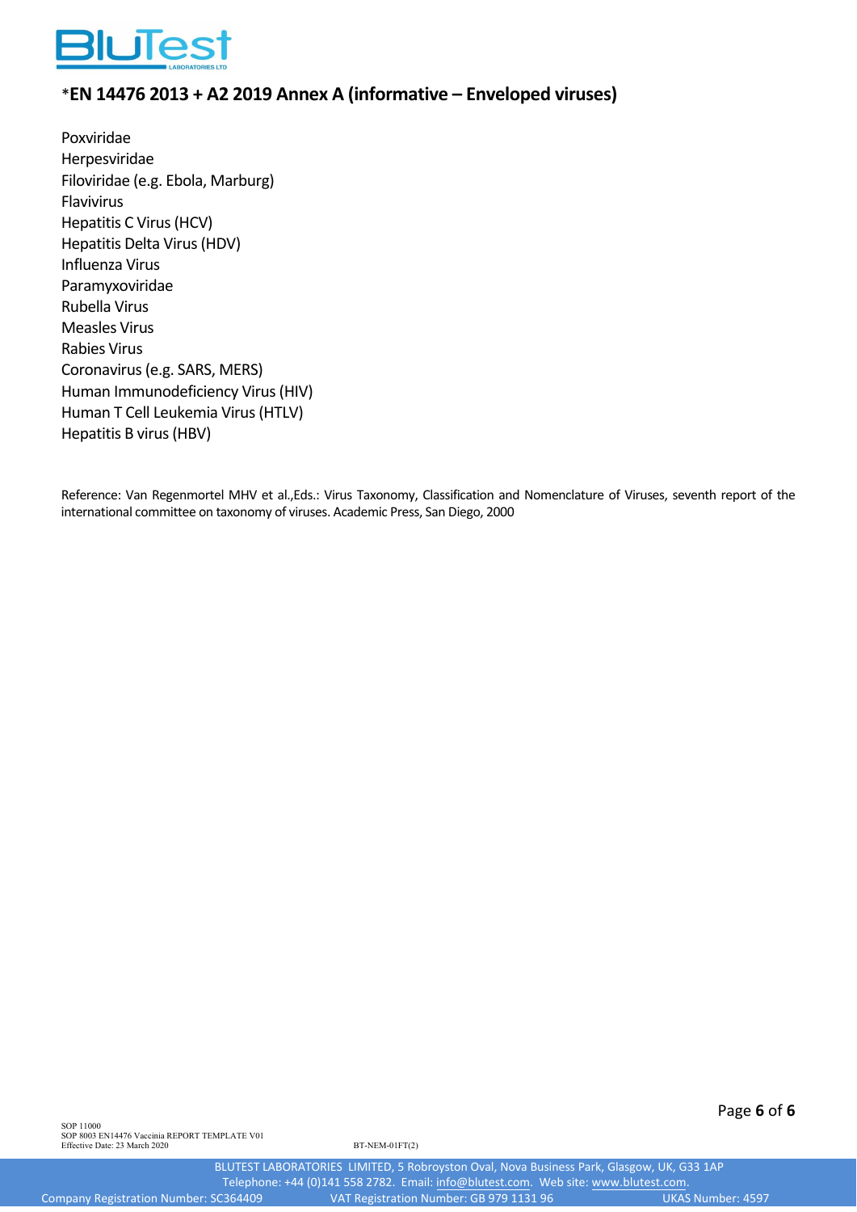## *EN 14476 2013 + A2 2019 Annex A (informative – Enveloped viruses)

Poxviridae
Herpesviridae
Filoviridae (e.g. Ebola, Marburg)
Flavivirus
Hepatitis C Virus (HCV)
Hepatitis Delta Virus (HDV)
Influenza Virus
Paramyxoviridae
Rubella Virus
Measles Virus
Rabies Virus
Coronavirus (e.g. SARS, MERS)
Human Immunodeficiency Virus (HIV)
Human T Cell Leukemia Virus (HTLV)
Hepatitis B virus (HBV)

Reference: Van Regenmortel MHV et al.,Eds.: Virus Taxonomy, Classification and Nomenclature of Viruses, seventh report of the international committee on taxonomy of viruses. Academic Press, San Diego, 2000